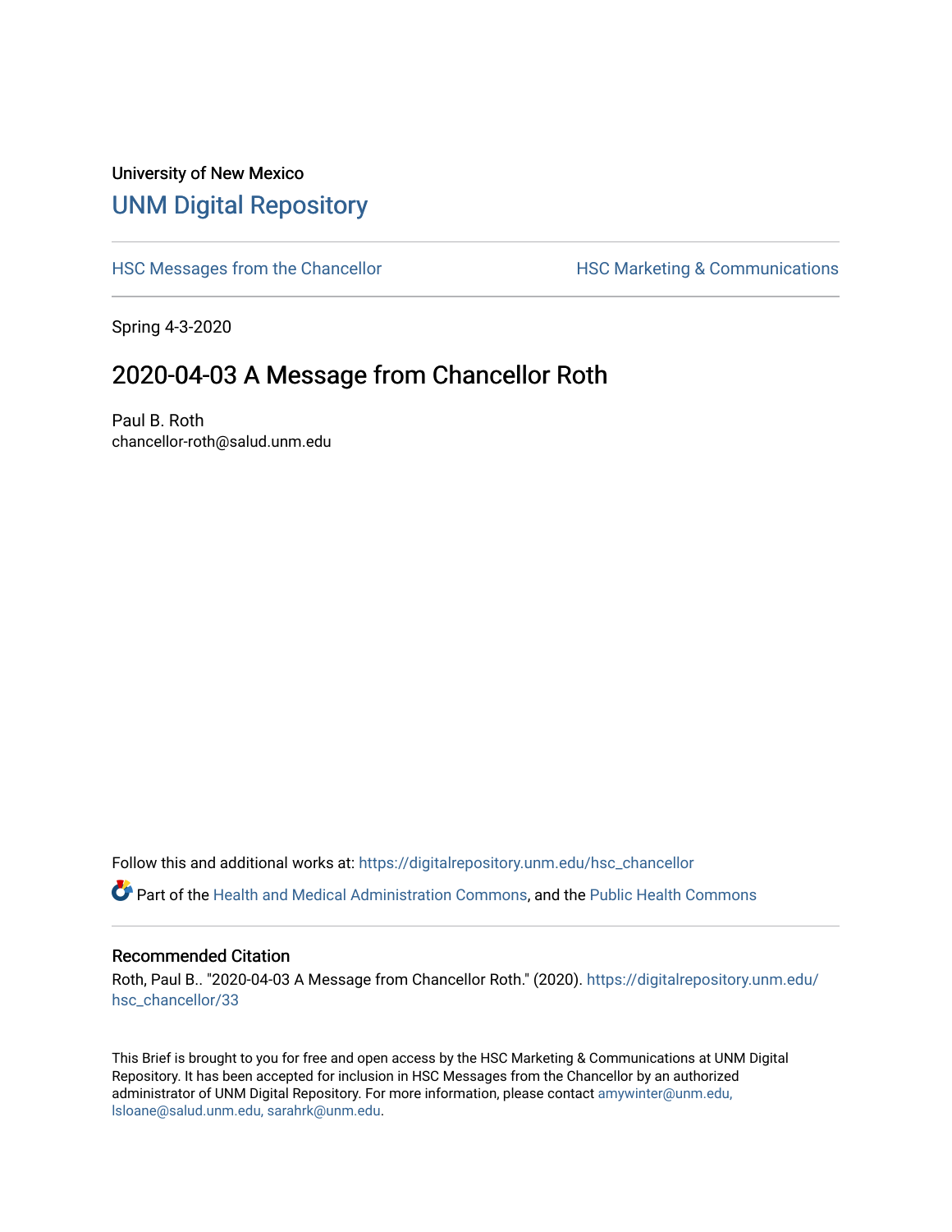University of New Mexico

# UNM Digital Repository

HSC Messages from the Chancellor

HSC Marketing & Communications

Spring 4-3-2020

## 2020-04-03 A Message from Chancellor Roth

Paul B. Roth
chancellor-roth@salud.unm.edu

Follow this and additional works at: https://digitalrepository.unm.edu/hsc_chancellor

Part of the Health and Medical Administration Commons, and the Public Health Commons

### Recommended Citation

Roth, Paul B.. "2020-04-03 A Message from Chancellor Roth." (2020). https://digitalrepository.unm.edu/hsc_chancellor/33

This Brief is brought to you for free and open access by the HSC Marketing & Communications at UNM Digital Repository. It has been accepted for inclusion in HSC Messages from the Chancellor by an authorized administrator of UNM Digital Repository. For more information, please contact amywinter@unm.edu, lsloane@salud.unm.edu, sarahrk@unm.edu.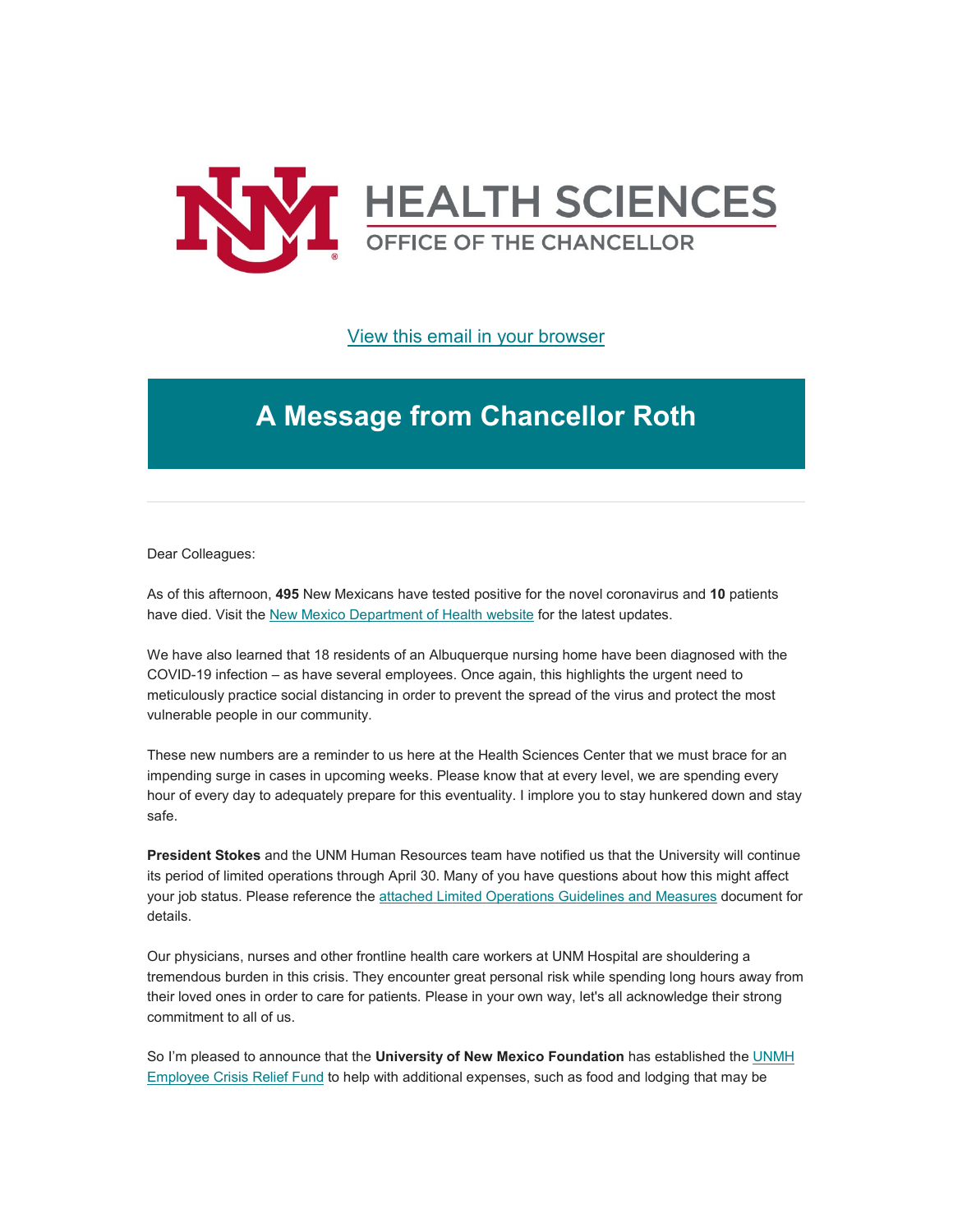HEALTH SCIENCES

OFFICE OF THE CHANCELLOR

[View this email in your browser]

# A Message from Chancellor Roth

Dear Colleagues:

As of this afternoon, **495** New Mexicans have tested positive for the novel coronavirus and **10** patients have died. Visit the [New Mexico Department of Health website] for the latest updates.

We have also learned that 18 residents of an Albuquerque nursing home have been diagnosed with the COVID-19 infection – as have several employees. Once again, this highlights the urgent need to meticulously practice social distancing in order to prevent the spread of the virus and protect the most vulnerable people in our community.

These new numbers are a reminder to us here at the Health Sciences Center that we must brace for an impending surge in cases in upcoming weeks. Please know that at every level, we are spending every hour of every day to adequately prepare for this eventuality. I implore you to stay hunkered down and stay safe.

**President Stokes** and the UNM Human Resources team have notified us that the University will continue its period of limited operations through April 30. Many of you have questions about how this might affect your job status. Please reference the [attached Limited Operations Guidelines and Measures] document for details.

Our physicians, nurses and other frontline health care workers at UNM Hospital are shouldering a tremendous burden in this crisis. They encounter great personal risk while spending long hours away from their loved ones in order to care for patients. Please in your own way, let's all acknowledge their strong commitment to all of us.

So I'm pleased to announce that the **University of New Mexico Foundation** has established the [UNMH Employee Crisis Relief Fund] to help with additional expenses, such as food and lodging that may be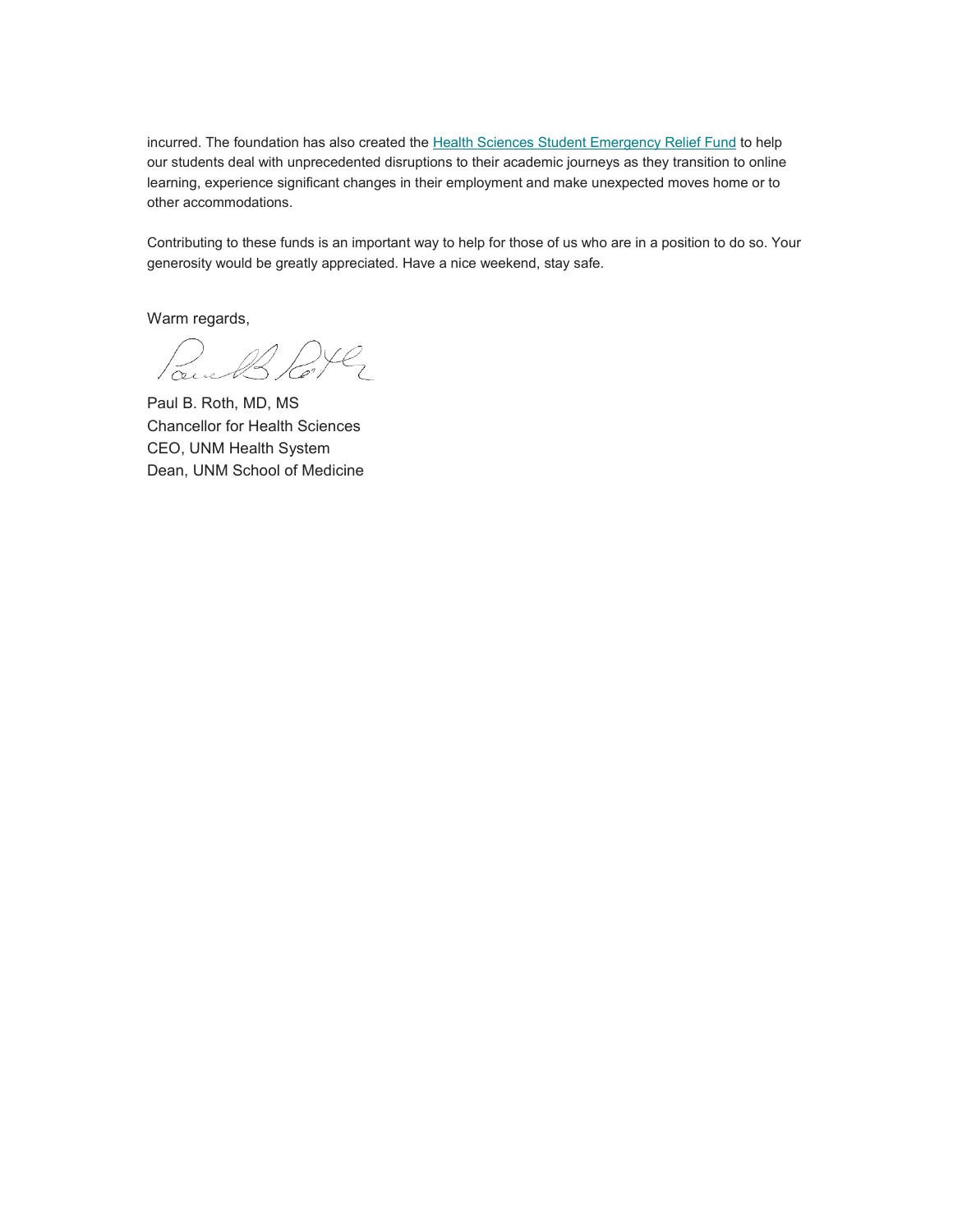incurred. The foundation has also created the Health Sciences Student Emergency Relief Fund to help our students deal with unprecedented disruptions to their academic journeys as they transition to online learning, experience significant changes in their employment and make unexpected moves home or to other accommodations.

Contributing to these funds is an important way to help for those of us who are in a position to do so. Your generosity would be greatly appreciated. Have a nice weekend, stay safe.

Warm regards,

Paul B. Roth, MD, MS
Chancellor for Health Sciences
CEO, UNM Health System
Dean, UNM School of Medicine